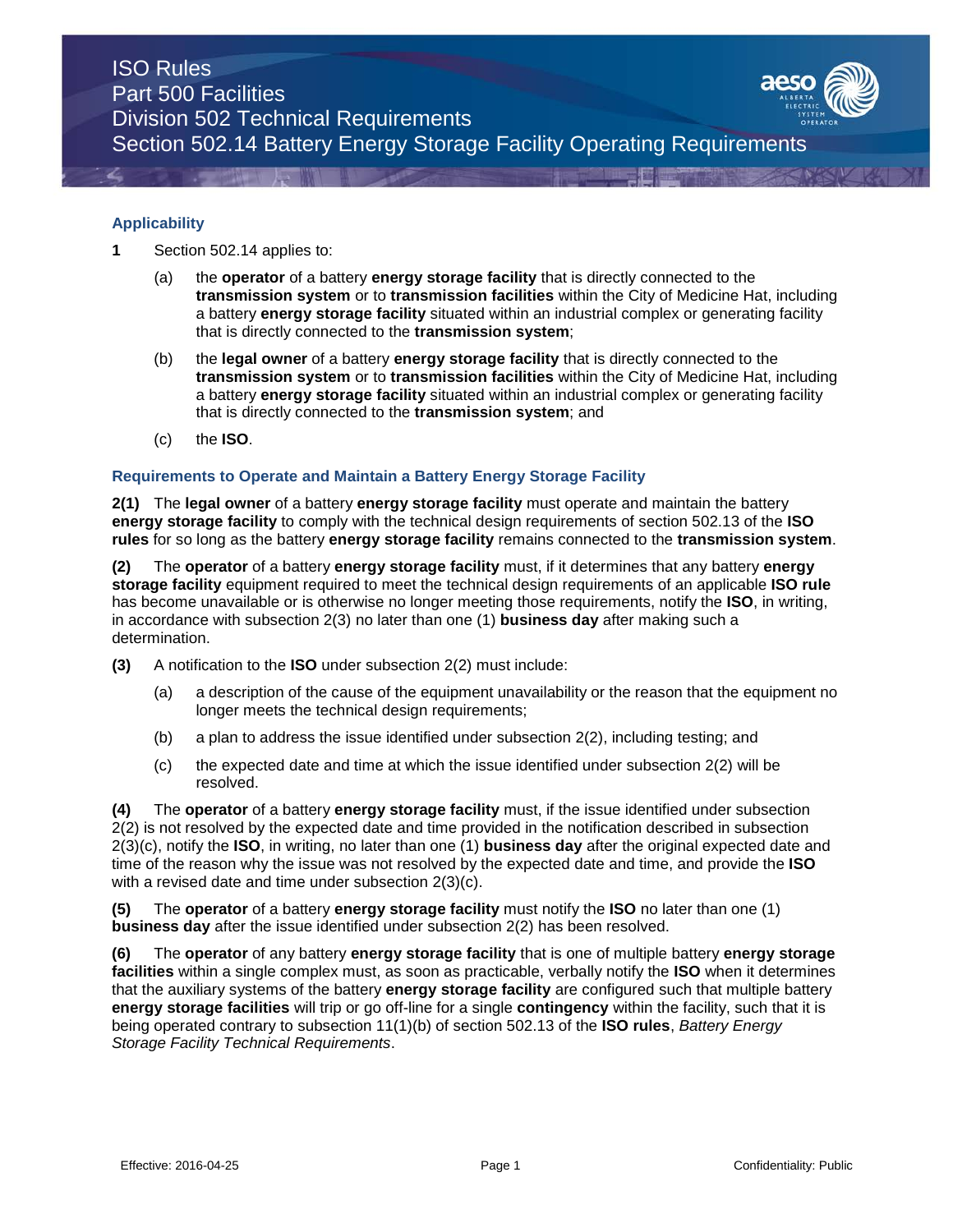# ISO Rules
# Part 500 Facilities
# Division 502 Technical Requirements
# Section 502.14 Battery Energy Storage Facility Operating Requirements

## Applicability

**1** Section 502.14 applies to:

(a) the **operator** of a battery **energy storage facility** that is directly connected to the **transmission system** or to **transmission facilities** within the City of Medicine Hat, including a battery **energy storage facility** situated within an industrial complex or generating facility that is directly connected to the **transmission system**;

(b) the **legal owner** of a battery **energy storage facility** that is directly connected to the **transmission system** or to **transmission facilities** within the City of Medicine Hat, including a battery **energy storage facility** situated within an industrial complex or generating facility that is directly connected to the **transmission system**; and

(c) the **ISO**.

## Requirements to Operate and Maintain a Battery Energy Storage Facility

**2(1)** The **legal owner** of a battery **energy storage facility** must operate and maintain the battery **energy storage facility** to comply with the technical design requirements of section 502.13 of the **ISO rules** for so long as the battery **energy storage facility** remains connected to the **transmission system**.

**(2)** The **operator** of a battery **energy storage facility** must, if it determines that any battery **energy storage facility** equipment required to meet the technical design requirements of an applicable **ISO rule** has become unavailable or is otherwise no longer meeting those requirements, notify the **ISO**, in writing, in accordance with subsection 2(3) no later than one (1) **business day** after making such a determination.

**(3)** A notification to the **ISO** under subsection 2(2) must include:

(a) a description of the cause of the equipment unavailability or the reason that the equipment no longer meets the technical design requirements;

(b) a plan to address the issue identified under subsection 2(2), including testing; and

(c) the expected date and time at which the issue identified under subsection 2(2) will be resolved.

**(4)** The **operator** of a battery **energy storage facility** must, if the issue identified under subsection 2(2) is not resolved by the expected date and time provided in the notification described in subsection 2(3)(c), notify the **ISO**, in writing, no later than one (1) **business day** after the original expected date and time of the reason why the issue was not resolved by the expected date and time, and provide the **ISO** with a revised date and time under subsection 2(3)(c).

**(5)** The **operator** of a battery **energy storage facility** must notify the **ISO** no later than one (1) **business day** after the issue identified under subsection 2(2) has been resolved.

**(6)** The **operator** of any battery **energy storage facility** that is one of multiple battery **energy storage facilities** within a single complex must, as soon as practicable, verbally notify the **ISO** when it determines that the auxiliary systems of the battery **energy storage facility** are configured such that multiple battery **energy storage facilities** will trip or go off-line for a single **contingency** within the facility, such that it is being operated contrary to subsection 11(1)(b) of section 502.13 of the **ISO rules**, *Battery Energy Storage Facility Technical Requirements*.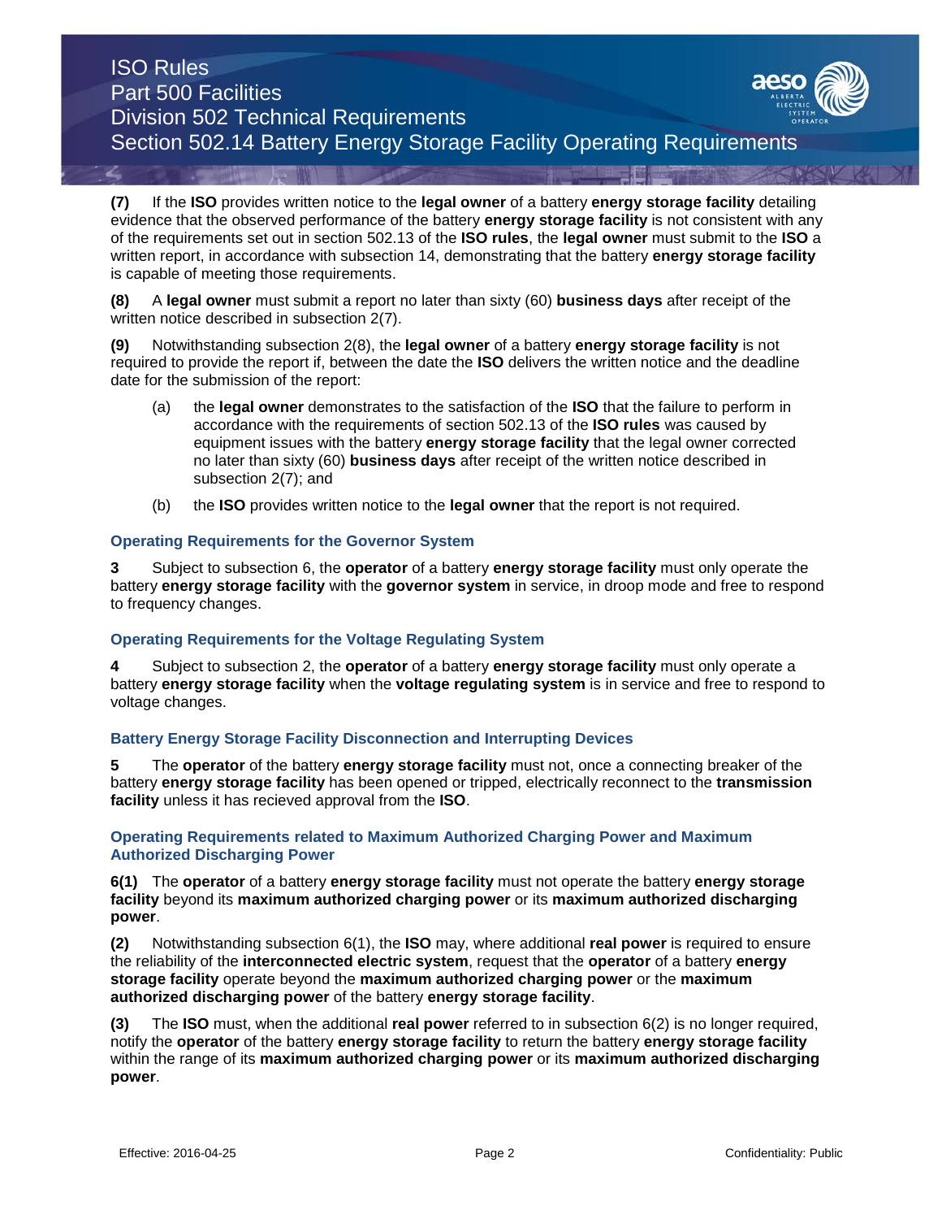**(7)** If the **ISO** provides written notice to the **legal owner** of a battery **energy storage facility** detailing evidence that the observed performance of the battery **energy storage facility** is not consistent with any of the requirements set out in section 502.13 of the **ISO rules**, the **legal owner** must submit to the **ISO** a written report, in accordance with subsection 14, demonstrating that the battery **energy storage facility** is capable of meeting those requirements.

**(8)** A **legal owner** must submit a report no later than sixty (60) **business days** after receipt of the written notice described in subsection 2(7).

**(9)** Notwithstanding subsection 2(8), the **legal owner** of a battery **energy storage facility** is not required to provide the report if, between the date the **ISO** delivers the written notice and the deadline date for the submission of the report:

(a) the **legal owner** demonstrates to the satisfaction of the **ISO** that the failure to perform in accordance with the requirements of section 502.13 of the **ISO rules** was caused by equipment issues with the battery **energy storage facility** that the legal owner corrected no later than sixty (60) **business days** after receipt of the written notice described in subsection 2(7); and

(b) the **ISO** provides written notice to the **legal owner** that the report is not required.

### Operating Requirements for the Governor System

**3** Subject to subsection 6, the **operator** of a battery **energy storage facility** must only operate the battery **energy storage facility** with the **governor system** in service, in droop mode and free to respond to frequency changes.

### Operating Requirements for the Voltage Regulating System

**4** Subject to subsection 2, the **operator** of a battery **energy storage facility** must only operate a battery **energy storage facility** when the **voltage regulating system** is in service and free to respond to voltage changes.

### Battery Energy Storage Facility Disconnection and Interrupting Devices

**5** The **operator** of the battery **energy storage facility** must not, once a connecting breaker of the battery **energy storage facility** has been opened or tripped, electrically reconnect to the **transmission facility** unless it has recieved approval from the **ISO**.

### Operating Requirements related to Maximum Authorized Charging Power and Maximum Authorized Discharging Power

**6(1)** The **operator** of a battery **energy storage facility** must not operate the battery **energy storage facility** beyond its **maximum authorized charging power** or its **maximum authorized discharging power**.

**(2)** Notwithstanding subsection 6(1), the **ISO** may, where additional **real power** is required to ensure the reliability of the **interconnected electric system**, request that the **operator** of a battery **energy storage facility** operate beyond the **maximum authorized charging power** or the **maximum authorized discharging power** of the battery **energy storage facility**.

**(3)** The **ISO** must, when the additional **real power** referred to in subsection 6(2) is no longer required, notify the **operator** of the battery **energy storage facility** to return the battery **energy storage facility** within the range of its **maximum authorized charging power** or its **maximum authorized discharging power**.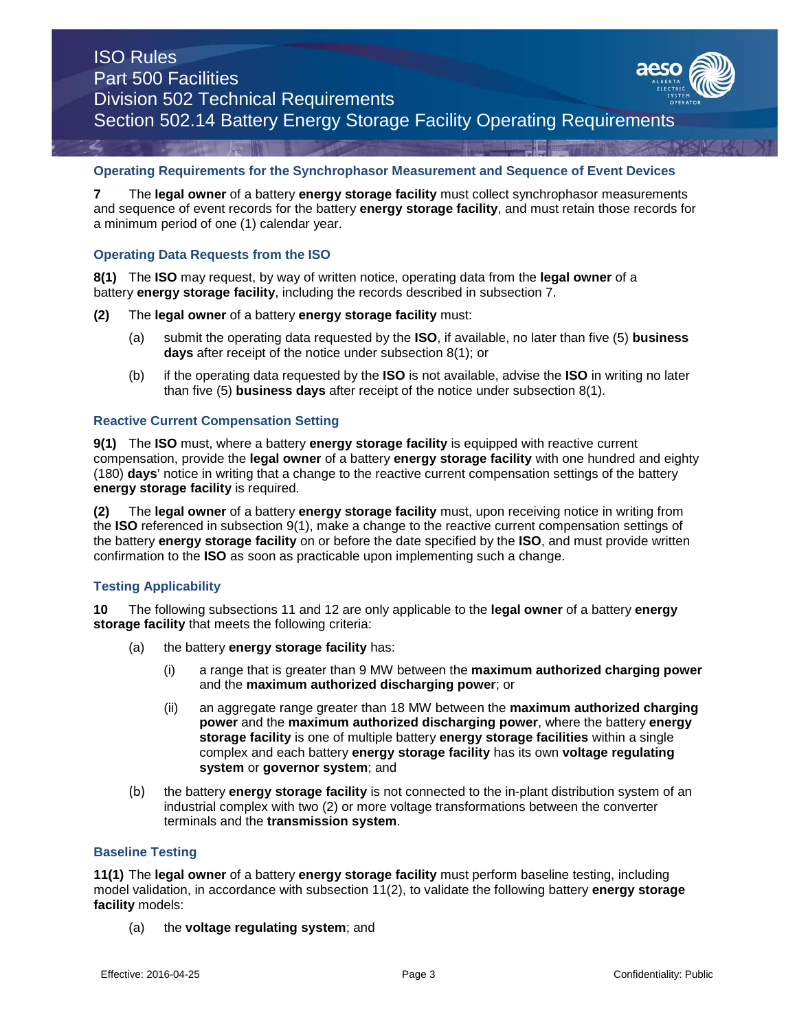### Operating Requirements for the Synchrophasor Measurement and Sequence of Event Devices

**7** The **legal owner** of a battery **energy storage facility** must collect synchrophasor measurements and sequence of event records for the battery **energy storage facility**, and must retain those records for a minimum period of one (1) calendar year.

### Operating Data Requests from the ISO

**8(1)** The **ISO** may request, by way of written notice, operating data from the **legal owner** of a battery **energy storage facility**, including the records described in subsection 7.

**(2)** The **legal owner** of a battery **energy storage facility** must:

(a) submit the operating data requested by the **ISO**, if available, no later than five (5) **business days** after receipt of the notice under subsection 8(1); or

(b) if the operating data requested by the **ISO** is not available, advise the **ISO** in writing no later than five (5) **business days** after receipt of the notice under subsection 8(1).

### Reactive Current Compensation Setting

**9(1)** The **ISO** must, where a battery **energy storage facility** is equipped with reactive current compensation, provide the **legal owner** of a battery **energy storage facility** with one hundred and eighty (180) **days**' notice in writing that a change to the reactive current compensation settings of the battery **energy storage facility** is required.

**(2)** The **legal owner** of a battery **energy storage facility** must, upon receiving notice in writing from the **ISO** referenced in subsection 9(1), make a change to the reactive current compensation settings of the battery **energy storage facility** on or before the date specified by the **ISO**, and must provide written confirmation to the **ISO** as soon as practicable upon implementing such a change.

### Testing Applicability

**10** The following subsections 11 and 12 are only applicable to the **legal owner** of a battery **energy storage facility** that meets the following criteria:

(a) the battery **energy storage facility** has:

(i) a range that is greater than 9 MW between the **maximum authorized charging power** and the **maximum authorized discharging power**; or

(ii) an aggregate range greater than 18 MW between the **maximum authorized charging power** and the **maximum authorized discharging power**, where the battery **energy storage facility** is one of multiple battery **energy storage facilities** within a single complex and each battery **energy storage facility** has its own **voltage regulating system** or **governor system**; and

(b) the battery **energy storage facility** is not connected to the in-plant distribution system of an industrial complex with two (2) or more voltage transformations between the converter terminals and the **transmission system**.

### Baseline Testing

**11(1)** The **legal owner** of a battery **energy storage facility** must perform baseline testing, including model validation, in accordance with subsection 11(2), to validate the following battery **energy storage facility** models:

(a) the **voltage regulating system**; and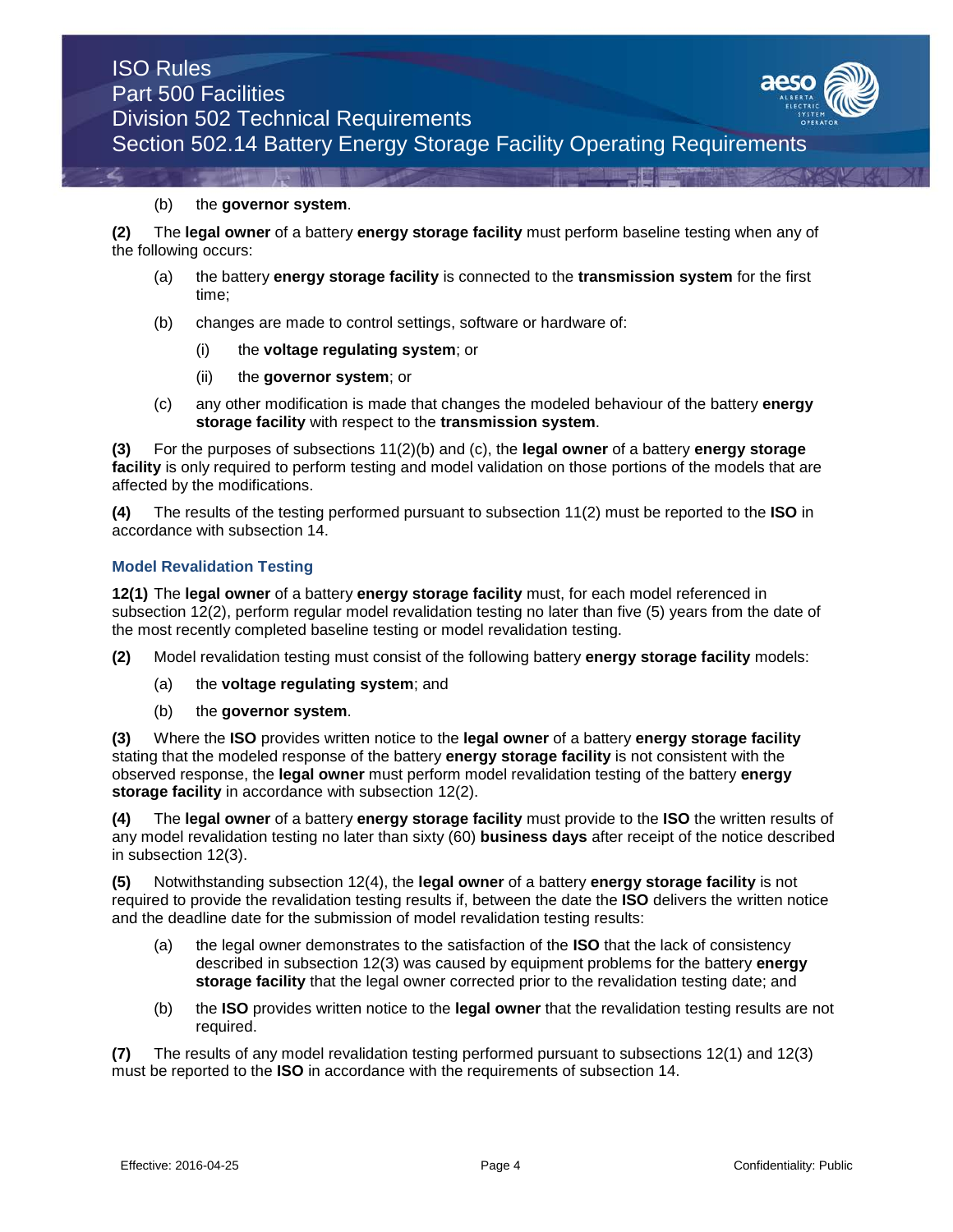(b) the **governor system**.

**(2)** The **legal owner** of a battery **energy storage facility** must perform baseline testing when any of the following occurs:

(a) the battery **energy storage facility** is connected to the **transmission system** for the first time;

(b) changes are made to control settings, software or hardware of:

(i) the **voltage regulating system**; or

(ii) the **governor system**; or

(c) any other modification is made that changes the modeled behaviour of the battery **energy storage facility** with respect to the **transmission system**.

**(3)** For the purposes of subsections 11(2)(b) and (c), the **legal owner** of a battery **energy storage facility** is only required to perform testing and model validation on those portions of the models that are affected by the modifications.

**(4)** The results of the testing performed pursuant to subsection 11(2) must be reported to the **ISO** in accordance with subsection 14.

### Model Revalidation Testing

**12(1)** The **legal owner** of a battery **energy storage facility** must, for each model referenced in subsection 12(2), perform regular model revalidation testing no later than five (5) years from the date of the most recently completed baseline testing or model revalidation testing.

**(2)** Model revalidation testing must consist of the following battery **energy storage facility** models:

(a) the **voltage regulating system**; and

(b) the **governor system**.

**(3)** Where the **ISO** provides written notice to the **legal owner** of a battery **energy storage facility** stating that the modeled response of the battery **energy storage facility** is not consistent with the observed response, the **legal owner** must perform model revalidation testing of the battery **energy storage facility** in accordance with subsection 12(2).

**(4)** The **legal owner** of a battery **energy storage facility** must provide to the **ISO** the written results of any model revalidation testing no later than sixty (60) **business days** after receipt of the notice described in subsection 12(3).

**(5)** Notwithstanding subsection 12(4), the **legal owner** of a battery **energy storage facility** is not required to provide the revalidation testing results if, between the date the **ISO** delivers the written notice and the deadline date for the submission of model revalidation testing results:

(a) the legal owner demonstrates to the satisfaction of the **ISO** that the lack of consistency described in subsection 12(3) was caused by equipment problems for the battery **energy storage facility** that the legal owner corrected prior to the revalidation testing date; and

(b) the **ISO** provides written notice to the **legal owner** that the revalidation testing results are not required.

**(7)** The results of any model revalidation testing performed pursuant to subsections 12(1) and 12(3) must be reported to the **ISO** in accordance with the requirements of subsection 14.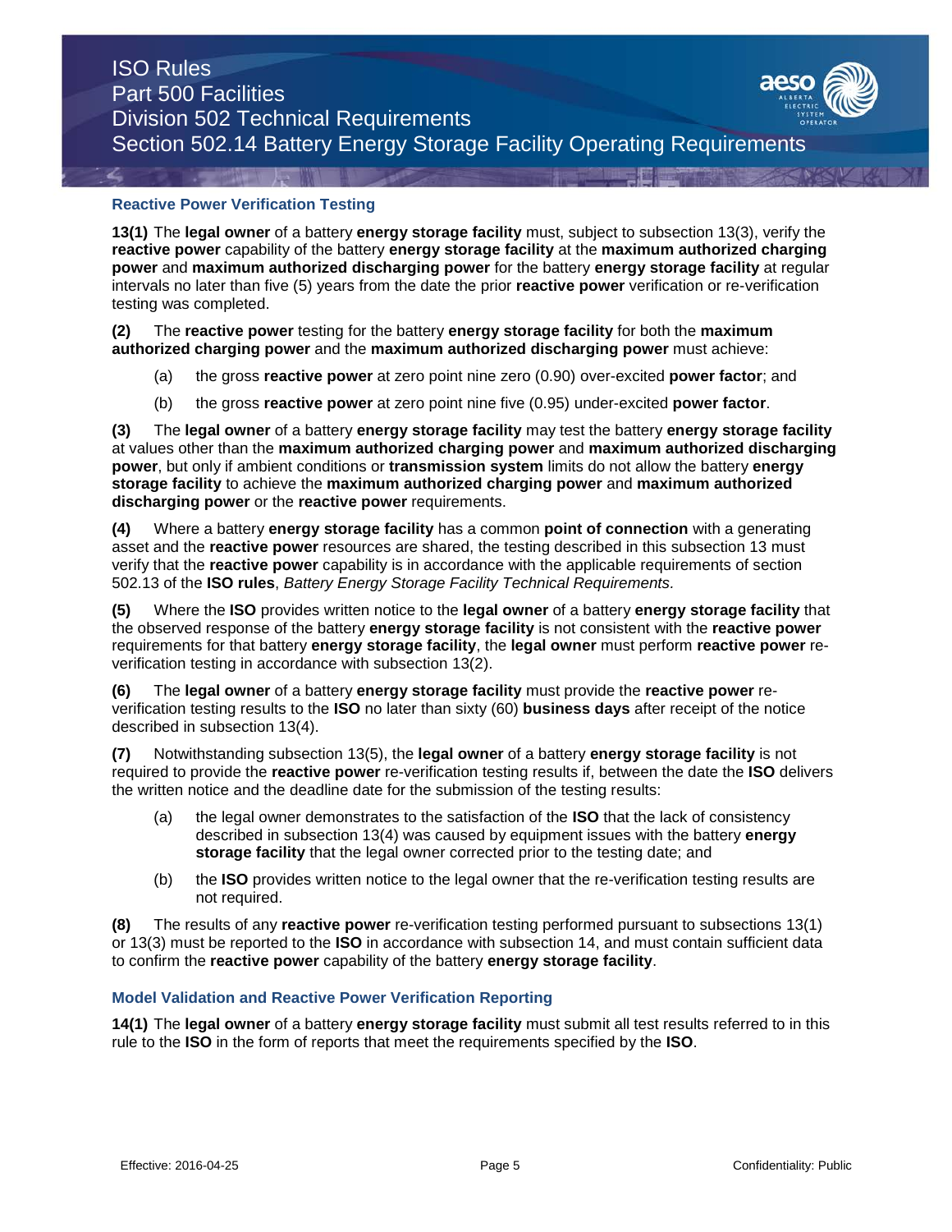### Reactive Power Verification Testing

**13(1)** The **legal owner** of a battery **energy storage facility** must, subject to subsection 13(3), verify the **reactive power** capability of the battery **energy storage facility** at the **maximum authorized charging power** and **maximum authorized discharging power** for the battery **energy storage facility** at regular intervals no later than five (5) years from the date the prior **reactive power** verification or re-verification testing was completed.

**(2)** The **reactive power** testing for the battery **energy storage facility** for both the **maximum authorized charging power** and the **maximum authorized discharging power** must achieve:

(a) the gross **reactive power** at zero point nine zero (0.90) over-excited **power factor**; and

(b) the gross **reactive power** at zero point nine five (0.95) under-excited **power factor**.

**(3)** The **legal owner** of a battery **energy storage facility** may test the battery **energy storage facility** at values other than the **maximum authorized charging power** and **maximum authorized discharging power**, but only if ambient conditions or **transmission system** limits do not allow the battery **energy storage facility** to achieve the **maximum authorized charging power** and **maximum authorized discharging power** or the **reactive power** requirements.

**(4)** Where a battery **energy storage facility** has a common **point of connection** with a generating asset and the **reactive power** resources are shared, the testing described in this subsection 13 must verify that the **reactive power** capability is in accordance with the applicable requirements of section 502.13 of the **ISO rules**, *Battery Energy Storage Facility Technical Requirements.*

**(5)** Where the **ISO** provides written notice to the **legal owner** of a battery **energy storage facility** that the observed response of the battery **energy storage facility** is not consistent with the **reactive power** requirements for that battery **energy storage facility**, the **legal owner** must perform **reactive power** re-verification testing in accordance with subsection 13(2).

**(6)** The **legal owner** of a battery **energy storage facility** must provide the **reactive power** re-verification testing results to the **ISO** no later than sixty (60) **business days** after receipt of the notice described in subsection 13(4).

**(7)** Notwithstanding subsection 13(5), the **legal owner** of a battery **energy storage facility** is not required to provide the **reactive power** re-verification testing results if, between the date the **ISO** delivers the written notice and the deadline date for the submission of the testing results:

(a) the legal owner demonstrates to the satisfaction of the **ISO** that the lack of consistency described in subsection 13(4) was caused by equipment issues with the battery **energy storage facility** that the legal owner corrected prior to the testing date; and

(b) the **ISO** provides written notice to the legal owner that the re-verification testing results are not required.

**(8)** The results of any **reactive power** re-verification testing performed pursuant to subsections 13(1) or 13(3) must be reported to the **ISO** in accordance with subsection 14, and must contain sufficient data to confirm the **reactive power** capability of the battery **energy storage facility**.

### Model Validation and Reactive Power Verification Reporting

**14(1)** The **legal owner** of a battery **energy storage facility** must submit all test results referred to in this rule to the **ISO** in the form of reports that meet the requirements specified by the **ISO**.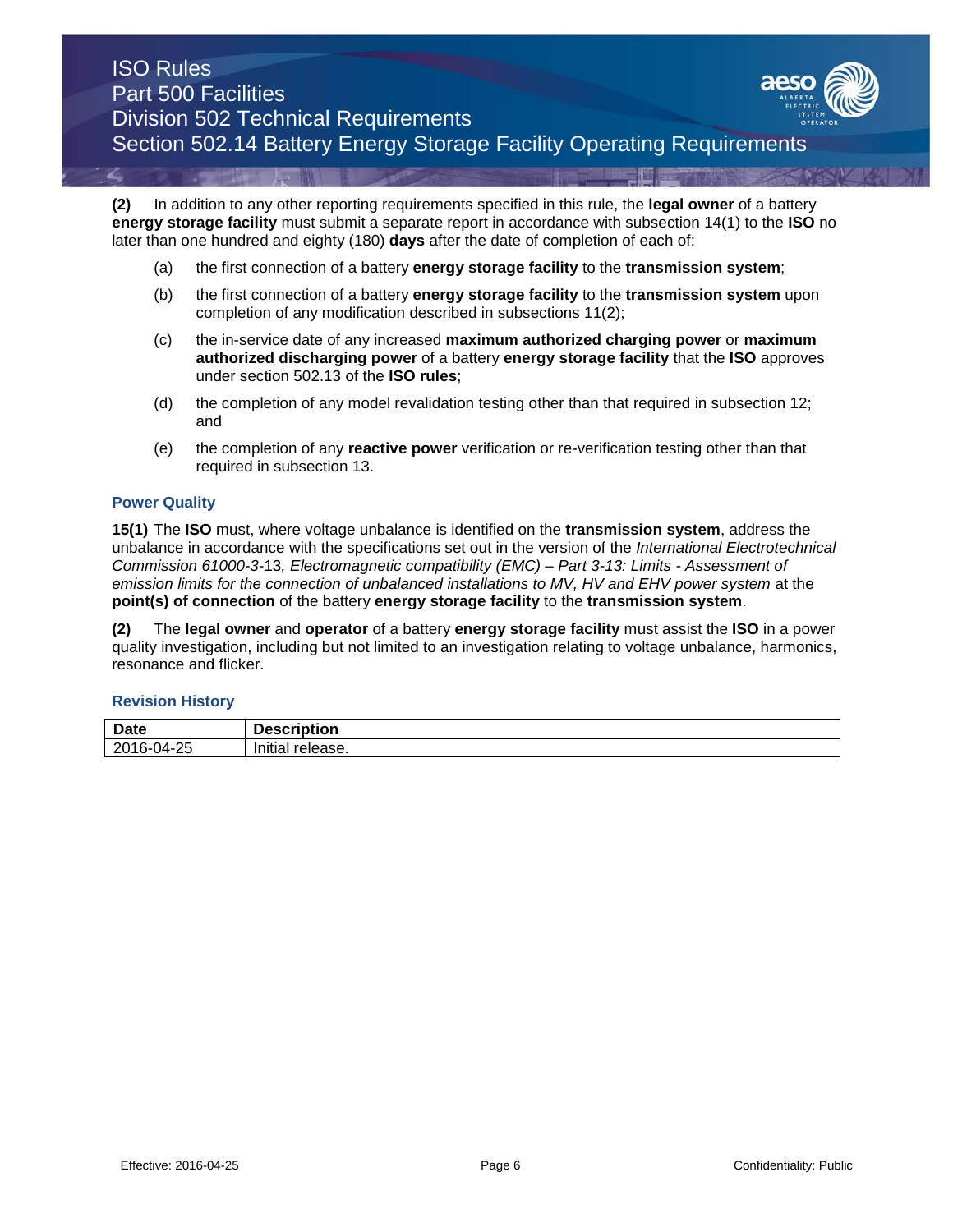**(2)** In addition to any other reporting requirements specified in this rule, the **legal owner** of a battery **energy storage facility** must submit a separate report in accordance with subsection 14(1) to the **ISO** no later than one hundred and eighty (180) **days** after the date of completion of each of:

(a) the first connection of a battery **energy storage facility** to the **transmission system**;

(b) the first connection of a battery **energy storage facility** to the **transmission system** upon completion of any modification described in subsections 11(2);

(c) the in-service date of any increased **maximum authorized charging power** or **maximum authorized discharging power** of a battery **energy storage facility** that the **ISO** approves under section 502.13 of the **ISO rules**;

(d) the completion of any model revalidation testing other than that required in subsection 12; and

(e) the completion of any **reactive power** verification or re-verification testing other than that required in subsection 13.

### Power Quality

**15(1)** The **ISO** must, where voltage unbalance is identified on the **transmission system**, address the unbalance in accordance with the specifications set out in the version of the *International Electrotechnical Commission 61000-3-*13*, Electromagnetic compatibility (EMC) – Part 3-13: Limits - Assessment of emission limits for the connection of unbalanced installations to MV, HV and EHV power system* at the **point(s) of connection** of the battery **energy storage facility** to the **transmission system**.

**(2)** The **legal owner** and **operator** of a battery **energy storage facility** must assist the **ISO** in a power quality investigation, including but not limited to an investigation relating to voltage unbalance, harmonics, resonance and flicker.

### Revision History

| Date | Description |
|---|---|
| 2016-04-25 | Initial release. |